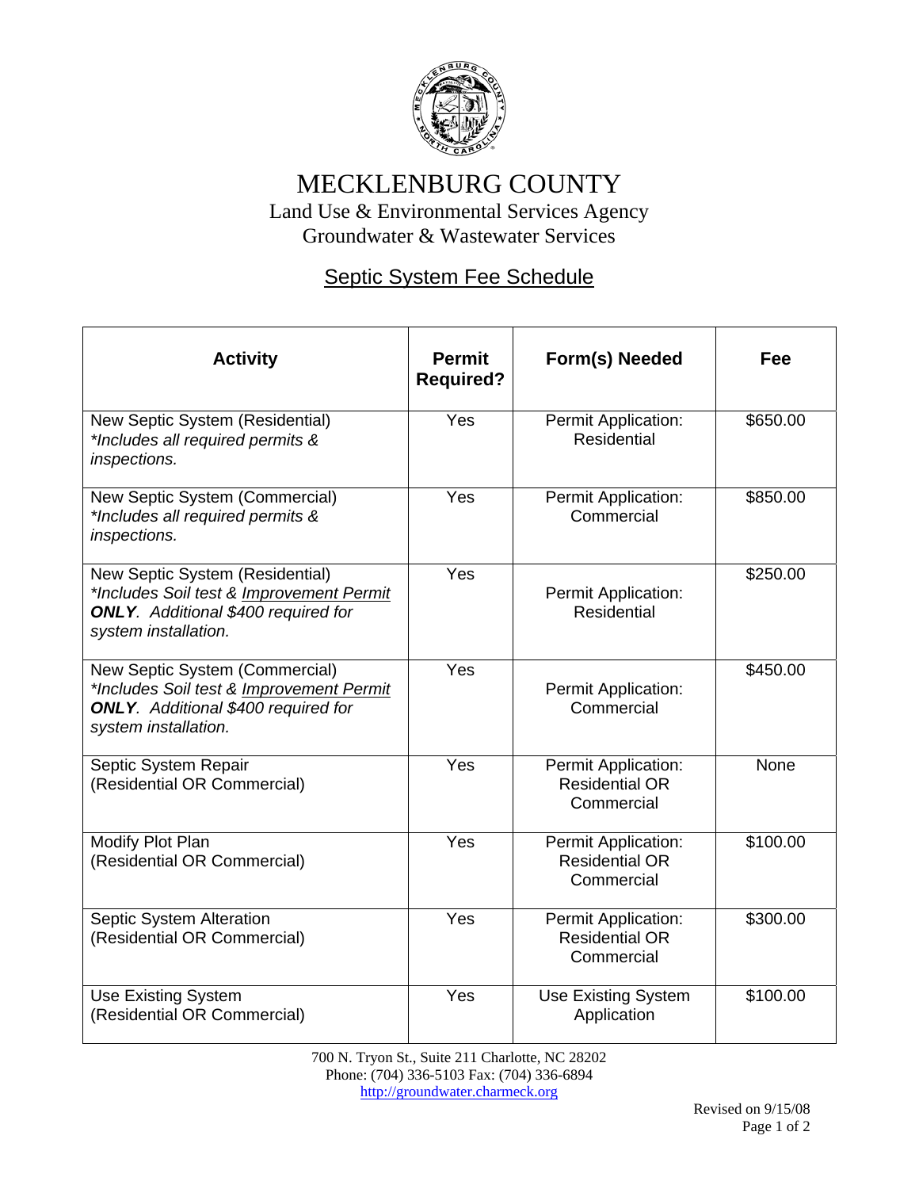# MECKLENBURG COUNTY

Land Use & Environmental Services Agency
Groundwater & Wastewater Services

## Septic System Fee Schedule

| Activity | Permit Required? | Form(s) Needed | Fee |
|---|---|---|---|
| New Septic System (Residential) *\*Includes all required permits & inspections.* | Yes | Permit Application: Residential | $650.00 |
| New Septic System (Commercial) *\*Includes all required permits & inspections.* | Yes | Permit Application: Commercial | $850.00 |
| New Septic System (Residential) *\*Includes Soil test & Improvement Permit* ***ONLY****. Additional $400 required for system installation.* | Yes | Permit Application: Residential | $250.00 |
| New Septic System (Commercial) *\*Includes Soil test & Improvement Permit* ***ONLY****. Additional $400 required for system installation.* | Yes | Permit Application: Commercial | $450.00 |
| Septic System Repair (Residential OR Commercial) | Yes | Permit Application: Residential OR Commercial | None |
| Modify Plot Plan (Residential OR Commercial) | Yes | Permit Application: Residential OR Commercial | $100.00 |
| Septic System Alteration (Residential OR Commercial) | Yes | Permit Application: Residential OR Commercial | $300.00 |
| Use Existing System (Residential OR Commercial) | Yes | Use Existing System Application | $100.00 |

700 N. Tryon St., Suite 211 Charlotte, NC 28202
Phone: (704) 336-5103 Fax: (704) 336-6894
http://groundwater.charmeck.org

Revised on 9/15/08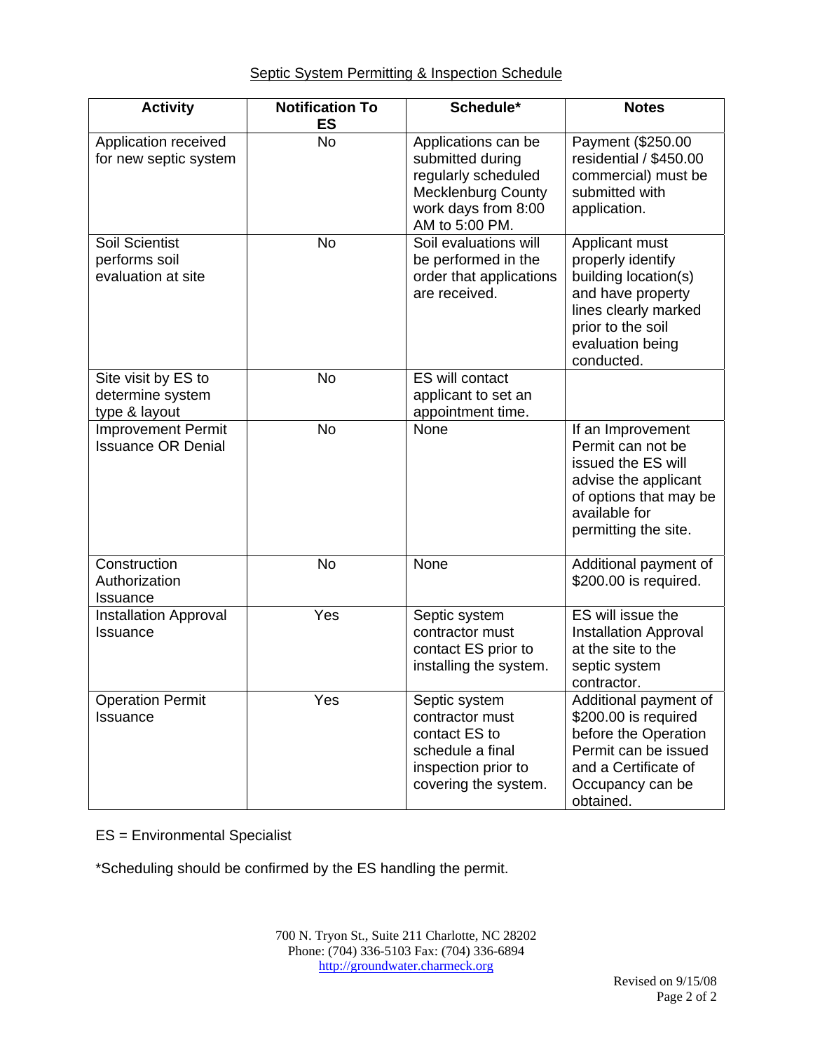## Septic System Permitting & Inspection Schedule

| Activity | Notification To ES | Schedule* | Notes |
|---|---|---|---|
| Application received for new septic system | No | Applications can be submitted during regularly scheduled Mecklenburg County work days from 8:00 AM to 5:00 PM. | Payment ($250.00 residential / $450.00 commercial) must be submitted with application. |
| Soil Scientist performs soil evaluation at site | No | Soil evaluations will be performed in the order that applications are received. | Applicant must properly identify building location(s) and have property lines clearly marked prior to the soil evaluation being conducted. |
| Site visit by ES to determine system type & layout | No | ES will contact applicant to set an appointment time. | |
| Improvement Permit Issuance OR Denial | No | None | If an Improvement Permit can not be issued the ES will advise the applicant of options that may be available for permitting the site. |
| Construction Authorization Issuance | No | None | Additional payment of $200.00 is required. |
| Installation Approval Issuance | Yes | Septic system contractor must contact ES prior to installing the system. | ES will issue the Installation Approval at the site to the septic system contractor. |
| Operation Permit Issuance | Yes | Septic system contractor must contact ES to schedule a final inspection prior to covering the system. | Additional payment of $200.00 is required before the Operation Permit can be issued and a Certificate of Occupancy can be obtained. |

ES = Environmental Specialist

*Scheduling should be confirmed by the ES handling the permit.

700 N. Tryon St., Suite 211 Charlotte, NC 28202
Phone: (704) 336-5103 Fax: (704) 336-6894
http://groundwater.charmeck.org

Revised on 9/15/08